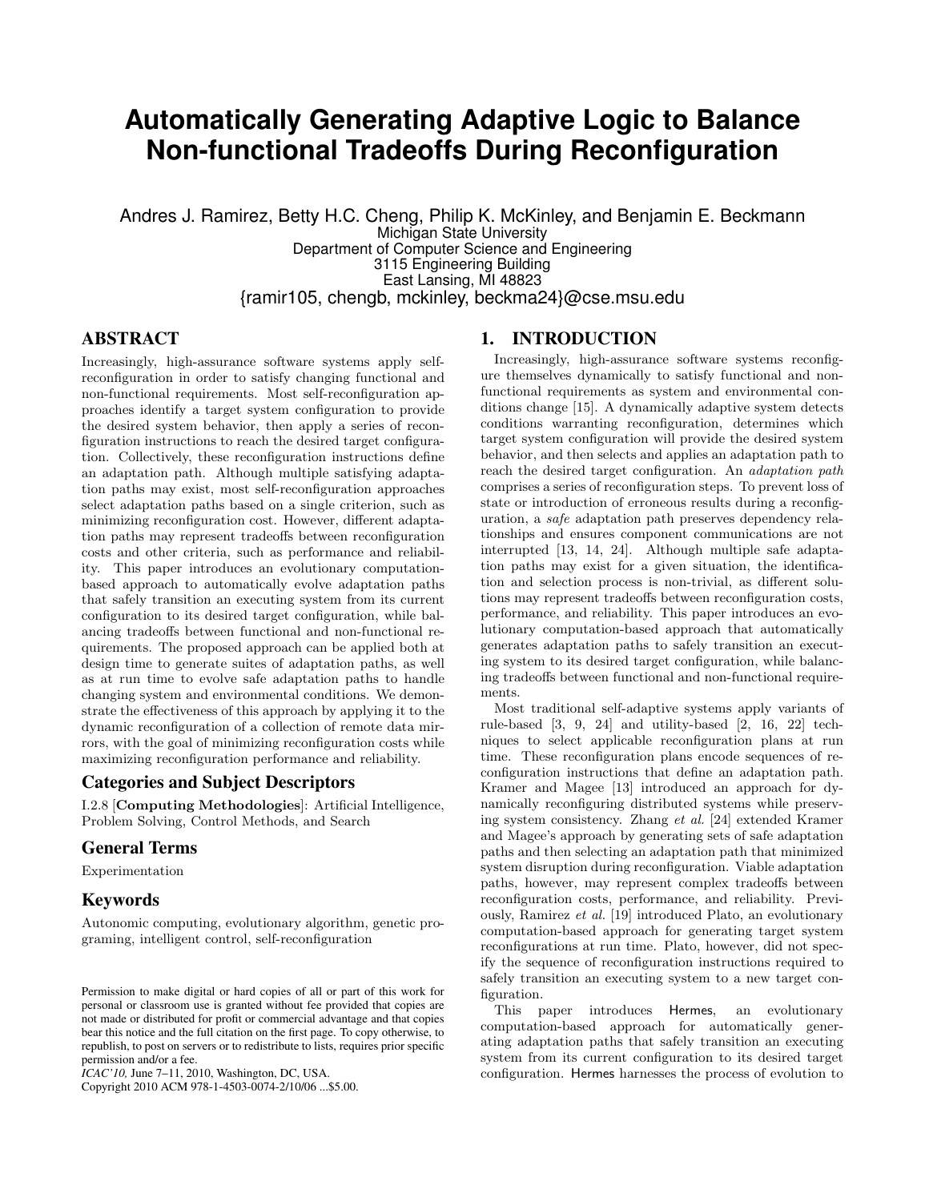# Automatically Generating Adaptive Logic to Balance Non-functional Tradeoffs During Reconfiguration

Andres J. Ramirez, Betty H.C. Cheng, Philip K. McKinley, and Benjamin E. Beckmann
Michigan State University
Department of Computer Science and Engineering
3115 Engineering Building
East Lansing, MI 48823
{ramir105, chengb, mckinley, beckma24}@cse.msu.edu

## ABSTRACT

Increasingly, high-assurance software systems apply self-reconfiguration in order to satisfy changing functional and non-functional requirements. Most self-reconfiguration approaches identify a target system configuration to provide the desired system behavior, then apply a series of reconfiguration instructions to reach the desired target configuration. Collectively, these reconfiguration instructions define an adaptation path. Although multiple satisfying adaptation paths may exist, most self-reconfiguration approaches select adaptation paths based on a single criterion, such as minimizing reconfiguration cost. However, different adaptation paths may represent tradeoffs between reconfiguration costs and other criteria, such as performance and reliability. This paper introduces an evolutionary computation-based approach to automatically evolve adaptation paths that safely transition an executing system from its current configuration to its desired target configuration, while balancing tradeoffs between functional and non-functional requirements. The proposed approach can be applied both at design time to generate suites of adaptation paths, as well as at run time to evolve safe adaptation paths to handle changing system and environmental conditions. We demonstrate the effectiveness of this approach by applying it to the dynamic reconfiguration of a collection of remote data mirrors, with the goal of minimizing reconfiguration costs while maximizing reconfiguration performance and reliability.

### Categories and Subject Descriptors

I.2.8 [**Computing Methodologies**]: Artificial Intelligence, Problem Solving, Control Methods, and Search

### General Terms

Experimentation

### Keywords

Autonomic computing, evolutionary algorithm, genetic programing, intelligent control, self-reconfiguration

Permission to make digital or hard copies of all or part of this work for personal or classroom use is granted without fee provided that copies are not made or distributed for profit or commercial advantage and that copies bear this notice and the full citation on the first page. To copy otherwise, to republish, to post on servers or to redistribute to lists, requires prior specific permission and/or a fee.
*ICAC'10,* June 7–11, 2010, Washington, DC, USA.
Copyright 2010 ACM 978-1-4503-0074-2/10/06 ...$5.00.

## 1. INTRODUCTION

Increasingly, high-assurance software systems reconfigure themselves dynamically to satisfy functional and non-functional requirements as system and environmental conditions change [15]. A dynamically adaptive system detects conditions warranting reconfiguration, determines which target system configuration will provide the desired system behavior, and then selects and applies an adaptation path to reach the desired target configuration. An *adaptation path* comprises a series of reconfiguration steps. To prevent loss of state or introduction of erroneous results during a reconfiguration, a *safe* adaptation path preserves dependency relationships and ensures component communications are not interrupted [13, 14, 24]. Although multiple safe adaptation paths may exist for a given situation, the identification and selection process is non-trivial, as different solutions may represent tradeoffs between reconfiguration costs, performance, and reliability. This paper introduces an evolutionary computation-based approach that automatically generates adaptation paths to safely transition an executing system to its desired target configuration, while balancing tradeoffs between functional and non-functional requirements.

Most traditional self-adaptive systems apply variants of rule-based [3, 9, 24] and utility-based [2, 16, 22] techniques to select applicable reconfiguration plans at run time. These reconfiguration plans encode sequences of reconfiguration instructions that define an adaptation path. Kramer and Magee [13] introduced an approach for dynamically reconfiguring distributed systems while preserving system consistency. Zhang *et al.* [24] extended Kramer and Magee's approach by generating sets of safe adaptation paths and then selecting an adaptation path that minimized system disruption during reconfiguration. Viable adaptation paths, however, may represent complex tradeoffs between reconfiguration costs, performance, and reliability. Previously, Ramirez *et al.* [19] introduced Plato, an evolutionary computation-based approach for generating target system reconfigurations at run time. Plato, however, did not specify the sequence of reconfiguration instructions required to safely transition an executing system to a new target configuration.

This paper introduces Hermes, an evolutionary computation-based approach for automatically generating adaptation paths that safely transition an executing system from its current configuration to its desired target configuration. Hermes harnesses the process of evolution to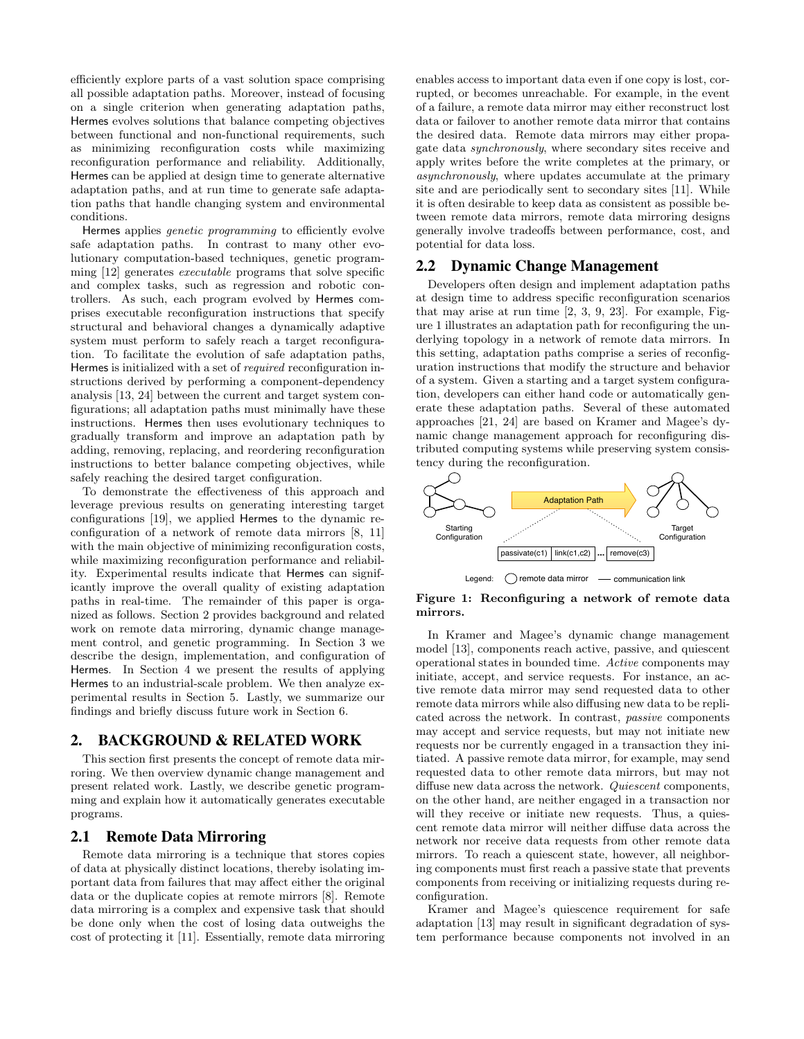efficiently explore parts of a vast solution space comprising all possible adaptation paths. Moreover, instead of focusing on a single criterion when generating adaptation paths, Hermes evolves solutions that balance competing objectives between functional and non-functional requirements, such as minimizing reconfiguration costs while maximizing reconfiguration performance and reliability. Additionally, Hermes can be applied at design time to generate alternative adaptation paths, and at run time to generate safe adaptation paths that handle changing system and environmental conditions.

Hermes applies *genetic programming* to efficiently evolve safe adaptation paths. In contrast to many other evolutionary computation-based techniques, genetic programming [12] generates *executable* programs that solve specific and complex tasks, such as regression and robotic controllers. As such, each program evolved by Hermes comprises executable reconfiguration instructions that specify structural and behavioral changes a dynamically adaptive system must perform to safely reach a target reconfiguration. To facilitate the evolution of safe adaptation paths, Hermes is initialized with a set of *required* reconfiguration instructions derived by performing a component-dependency analysis [13, 24] between the current and target system configurations; all adaptation paths must minimally have these instructions. Hermes then uses evolutionary techniques to gradually transform and improve an adaptation path by adding, removing, replacing, and reordering reconfiguration instructions to better balance competing objectives, while safely reaching the desired target configuration.

To demonstrate the effectiveness of this approach and leverage previous results on generating interesting target configurations [19], we applied Hermes to the dynamic reconfiguration of a network of remote data mirrors [8, 11] with the main objective of minimizing reconfiguration costs, while maximizing reconfiguration performance and reliability. Experimental results indicate that Hermes can significantly improve the overall quality of existing adaptation paths in real-time. The remainder of this paper is organized as follows. Section 2 provides background and related work on remote data mirroring, dynamic change management control, and genetic programming. In Section 3 we describe the design, implementation, and configuration of Hermes. In Section 4 we present the results of applying Hermes to an industrial-scale problem. We then analyze experimental results in Section 5. Lastly, we summarize our findings and briefly discuss future work in Section 6.

## 2. BACKGROUND & RELATED WORK

This section first presents the concept of remote data mirroring. We then overview dynamic change management and present related work. Lastly, we describe genetic programming and explain how it automatically generates executable programs.

### 2.1 Remote Data Mirroring

Remote data mirroring is a technique that stores copies of data at physically distinct locations, thereby isolating important data from failures that may affect either the original data or the duplicate copies at remote mirrors [8]. Remote data mirroring is a complex and expensive task that should be done only when the cost of losing data outweighs the cost of protecting it [11]. Essentially, remote data mirroring enables access to important data even if one copy is lost, corrupted, or becomes unreachable. For example, in the event of a failure, a remote data mirror may either reconstruct lost data or failover to another remote data mirror that contains the desired data. Remote data mirrors may either propagate data *synchronously*, where secondary sites receive and apply writes before the write completes at the primary, or *asynchronously*, where updates accumulate at the primary site and are periodically sent to secondary sites [11]. While it is often desirable to keep data as consistent as possible between remote data mirrors, remote data mirroring designs generally involve tradeoffs between performance, cost, and potential for data loss.

### 2.2 Dynamic Change Management

Developers often design and implement adaptation paths at design time to address specific reconfiguration scenarios that may arise at run time [2, 3, 9, 23]. For example, Figure 1 illustrates an adaptation path for reconfiguring the underlying topology in a network of remote data mirrors. In this setting, adaptation paths comprise a series of reconfiguration instructions that modify the structure and behavior of a system. Given a starting and a target system configuration, developers can either hand code or automatically generate these adaptation paths. Several of these automated approaches [21, 24] are based on Kramer and Magee's dynamic change management approach for reconfiguring distributed computing systems while preserving system consistency during the reconfiguration.

Starting Configuration — Adaptation Path — Target Configuration

passivate(c1) | link(c1,c2) | ... | remove(c3)

Legend: ◯ remote data mirror — communication link

**Figure 1: Reconfiguring a network of remote data mirrors.**

In Kramer and Magee's dynamic change management model [13], components reach active, passive, and quiescent operational states in bounded time. *Active* components may initiate, accept, and service requests. For instance, an active remote data mirror may send requested data to other remote data mirrors while also diffusing new data to be replicated across the network. In contrast, *passive* components may accept and service requests, but may not initiate new requests nor be currently engaged in a transaction they initiated. A passive remote data mirror, for example, may send requested data to other remote data mirrors, but may not diffuse new data across the network. *Quiescent* components, on the other hand, are neither engaged in a transaction nor will they receive or initiate new requests. Thus, a quiescent remote data mirror will neither diffuse data across the network nor receive data requests from other remote data mirrors. To reach a quiescent state, however, all neighboring components must first reach a passive state that prevents components from receiving or initializing requests during reconfiguration.

Kramer and Magee's quiescence requirement for safe adaptation [13] may result in significant degradation of system performance because components not involved in an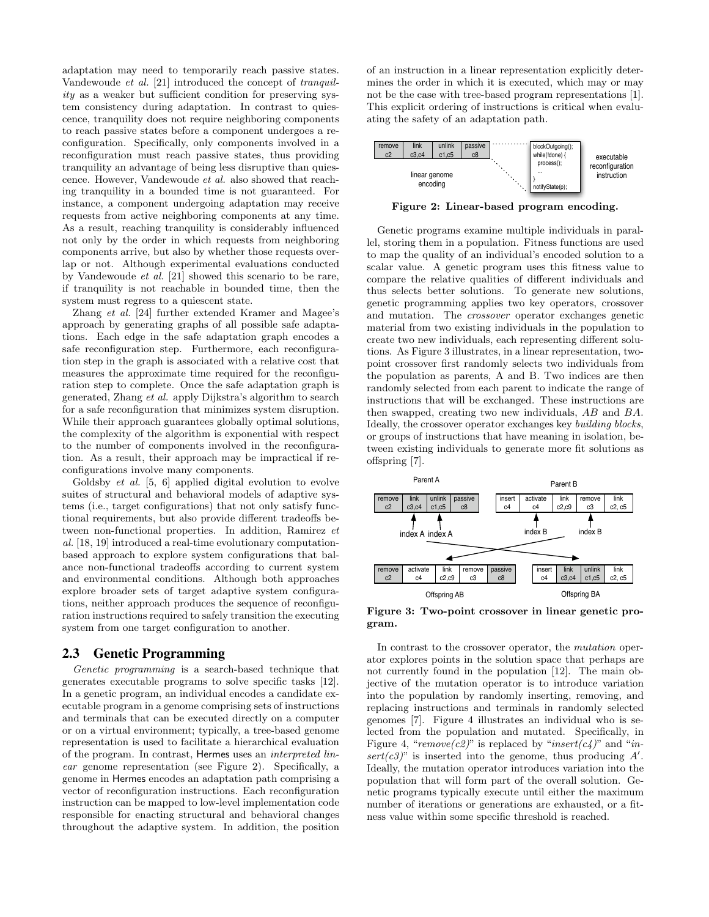adaptation may need to temporarily reach passive states. Vandewoude *et al.* [21] introduced the concept of *tranquility* as a weaker but sufficient condition for preserving system consistency during adaptation. In contrast to quiescence, tranquility does not require neighboring components to reach passive states before a component undergoes a reconfiguration. Specifically, only components involved in a reconfiguration must reach passive states, thus providing tranquility an advantage of being less disruptive than quiescence. However, Vandewoude *et al.* also showed that reaching tranquility in a bounded time is not guaranteed. For instance, a component undergoing adaptation may receive requests from active neighboring components at any time. As a result, reaching tranquility is considerably influenced not only by the order in which requests from neighboring components arrive, but also by whether those requests overlap or not. Although experimental evaluations conducted by Vandewoude *et al.* [21] showed this scenario to be rare, if tranquility is not reachable in bounded time, then the system must regress to a quiescent state.

Zhang *et al.* [24] further extended Kramer and Magee's approach by generating graphs of all possible safe adaptations. Each edge in the safe adaptation graph encodes a safe reconfiguration step. Furthermore, each reconfiguration step in the graph is associated with a relative cost that measures the approximate time required for the reconfiguration step to complete. Once the safe adaptation graph is generated, Zhang *et al.* apply Dijkstra's algorithm to search for a safe reconfiguration that minimizes system disruption. While their approach guarantees globally optimal solutions, the complexity of the algorithm is exponential with respect to the number of components involved in the reconfiguration. As a result, their approach may be impractical if reconfigurations involve many components.

Goldsby *et al.* [5, 6] applied digital evolution to evolve suites of structural and behavioral models of adaptive systems (i.e., target configurations) that not only satisfy functional requirements, but also provide different tradeoffs between non-functional properties. In addition, Ramirez *et al.* [18, 19] introduced a real-time evolutionary computation-based approach to explore system configurations that balance non-functional tradeoffs according to current system and environmental conditions. Although both approaches explore broader sets of target adaptive system configurations, neither approach produces the sequence of reconfiguration instructions required to safely transition the executing system from one target configuration to another.

## 2.3 Genetic Programming

*Genetic programming* is a search-based technique that generates executable programs to solve specific tasks [12]. In a genetic program, an individual encodes a candidate executable program in a genome comprising sets of instructions and terminals that can be executed directly on a computer or on a virtual environment; typically, a tree-based genome representation is used to facilitate a hierarchical evaluation of the program. In contrast, Hermes uses an *interpreted linear* genome representation (see Figure 2). Specifically, a genome in Hermes encodes an adaptation path comprising a vector of reconfiguration instructions. Each reconfiguration instruction can be mapped to low-level implementation code responsible for enacting structural and behavioral changes throughout the adaptive system. In addition, the position of an instruction in a linear representation explicitly determines the order in which it is executed, which may or may not be the case with tree-based program representations [1]. This explicit ordering of instructions is critical when evaluating the safety of an adaptation path.

| remove c2 | link c3,c4 | unlink c1,c5 | passive c8 |
|---|---|---|---|

linear genome encoding

```
blockOutgoing();
while(!done) {
  process();
  ...
}
notifyState(p);
```

executable reconfiguration instruction

**Figure 2: Linear-based program encoding.**

Genetic programs examine multiple individuals in parallel, storing them in a population. Fitness functions are used to map the quality of an individual's encoded solution to a scalar value. A genetic program uses this fitness value to compare the relative qualities of different individuals and thus selects better solutions. To generate new solutions, genetic programming applies two key operators, crossover and mutation. The *crossover* operator exchanges genetic material from two existing individuals in the population to create two new individuals, each representing different solutions. As Figure 3 illustrates, in a linear representation, two-point crossover first randomly selects two individuals from the population as parents, A and B. Two indices are then randomly selected from each parent to indicate the range of instructions that will be exchanged. These instructions are then swapped, creating two new individuals, *AB* and *BA*. Ideally, the crossover operator exchanges key *building blocks*, or groups of instructions that have meaning in isolation, between existing individuals to generate more fit solutions as offspring [7].

Parent A:

| remove c2 | link c3,c4 | unlink c1,c5 | passive c8 |
|---|---|---|---|

Parent B:

| insert c4 | activate c4 | link c2,c9 | remove c3 | link c2, c5 |
|---|---|---|---|---|

(index A, index A; index B, index B)

Offspring AB:

| remove c2 | activate c4 | link c2,c9 | remove c3 | passive c8 |
|---|---|---|---|---|

Offspring BA:

| insert c4 | link c3,c4 | unlink c1,c5 | link c2, c5 |
|---|---|---|---|

**Figure 3: Two-point crossover in linear genetic program.**

In contrast to the crossover operator, the *mutation* operator explores points in the solution space that perhaps are not currently found in the population [12]. The main objective of the mutation operator is to introduce variation into the population by randomly inserting, removing, and replacing instructions and terminals in randomly selected genomes [7]. Figure 4 illustrates an individual who is selected from the population and mutated. Specifically, in Figure 4, "*remove(c2)*" is replaced by "*insert(c4)*" and "*insert(c3)*" is inserted into the genome, thus producing $A'$. Ideally, the mutation operator introduces variation into the population that will form part of the overall solution. Genetic programs typically execute until either the maximum number of iterations or generations are exhausted, or a fitness value within some specific threshold is reached.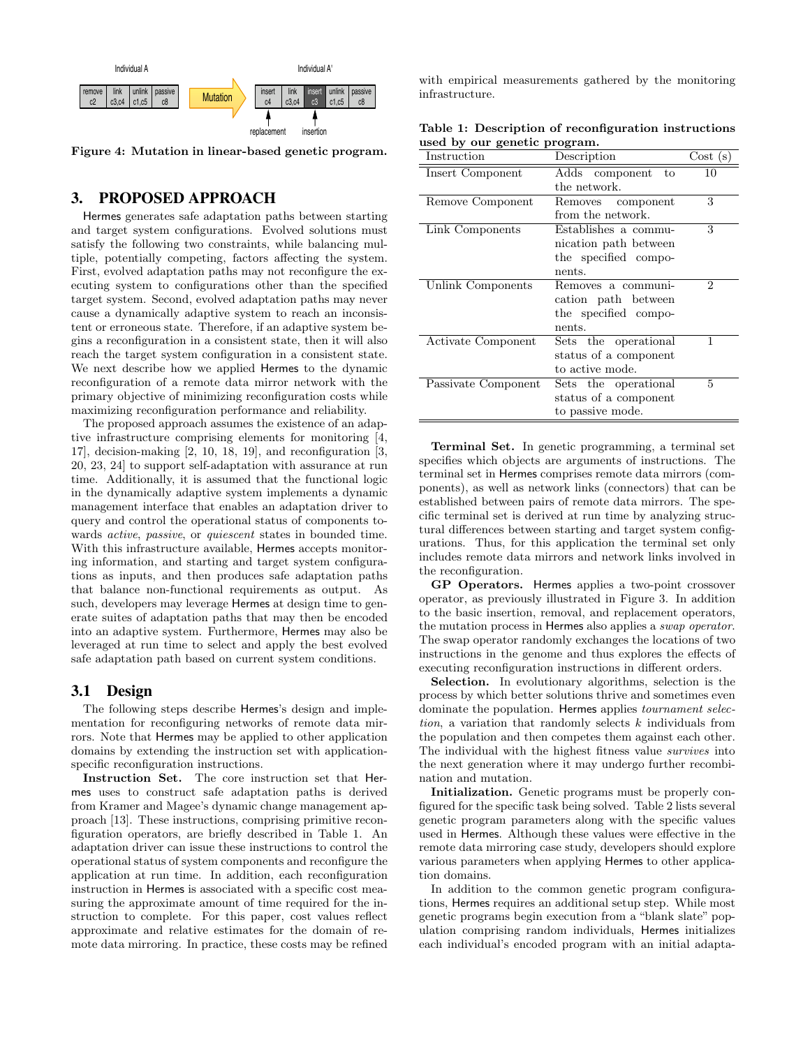Figure 4: Mutation in linear-based genetic program.

## 3. PROPOSED APPROACH

Hermes generates safe adaptation paths between starting and target system configurations. Evolved solutions must satisfy the following two constraints, while balancing multiple, potentially competing, factors affecting the system. First, evolved adaptation paths may not reconfigure the executing system to configurations other than the specified target system. Second, evolved adaptation paths may never cause a dynamically adaptive system to reach an inconsistent or erroneous state. Therefore, if an adaptive system begins a reconfiguration in a consistent state, then it will also reach the target system configuration in a consistent state. We next describe how we applied Hermes to the dynamic reconfiguration of a remote data mirror network with the primary objective of minimizing reconfiguration costs while maximizing reconfiguration performance and reliability.

The proposed approach assumes the existence of an adaptive infrastructure comprising elements for monitoring [4, 17], decision-making [2, 10, 18, 19], and reconfiguration [3, 20, 23, 24] to support self-adaptation with assurance at run time. Additionally, it is assumed that the functional logic in the dynamically adaptive system implements a dynamic management interface that enables an adaptation driver to query and control the operational status of components towards *active*, *passive*, or *quiescent* states in bounded time. With this infrastructure available, Hermes accepts monitoring information, and starting and target system configurations as inputs, and then produces safe adaptation paths that balance non-functional requirements as output. As such, developers may leverage Hermes at design time to generate suites of adaptation paths that may then be encoded into an adaptive system. Furthermore, Hermes may also be leveraged at run time to select and apply the best evolved safe adaptation path based on current system conditions.

### 3.1 Design

The following steps describe Hermes's design and implementation for reconfiguring networks of remote data mirrors. Note that Hermes may be applied to other application domains by extending the instruction set with application-specific reconfiguration instructions.

**Instruction Set.** The core instruction set that Hermes uses to construct safe adaptation paths is derived from Kramer and Magee's dynamic change management approach [13]. These instructions, comprising primitive reconfiguration operators, are briefly described in Table 1. An adaptation driver can issue these instructions to control the operational status of system components and reconfigure the application at run time. In addition, each reconfiguration instruction in Hermes is associated with a specific cost measuring the approximate amount of time required for the instruction to complete. For this paper, cost values reflect approximate and relative estimates for the domain of remote data mirroring. In practice, these costs may be refined with empirical measurements gathered by the monitoring infrastructure.

**Table 1: Description of reconfiguration instructions used by our genetic program.**

| Instruction | Description | Cost (s) |
|---|---|---|
| Insert Component | Adds component to the network. | 10 |
| Remove Component | Removes component from the network. | 3 |
| Link Components | Establishes a communication path between the specified components. | 3 |
| Unlink Components | Removes a communication path between the specified components. | 2 |
| Activate Component | Sets the operational status of a component to active mode. | 1 |
| Passivate Component | Sets the operational status of a component to passive mode. | 5 |

**Terminal Set.** In genetic programming, a terminal set specifies which objects are arguments of instructions. The terminal set in Hermes comprises remote data mirrors (components), as well as network links (connectors) that can be established between pairs of remote data mirrors. The specific terminal set is derived at run time by analyzing structural differences between starting and target system configurations. Thus, for this application the terminal set only includes remote data mirrors and network links involved in the reconfiguration.

**GP Operators.** Hermes applies a two-point crossover operator, as previously illustrated in Figure 3. In addition to the basic insertion, removal, and replacement operators, the mutation process in Hermes also applies a *swap operator*. The swap operator randomly exchanges the locations of two instructions in the genome and thus explores the effects of executing reconfiguration instructions in different orders.

**Selection.** In evolutionary algorithms, selection is the process by which better solutions thrive and sometimes even dominate the population. Hermes applies *tournament selection*, a variation that randomly selects $k$ individuals from the population and then competes them against each other. The individual with the highest fitness value *survives* into the next generation where it may undergo further recombination and mutation.

**Initialization.** Genetic programs must be properly configured for the specific task being solved. Table 2 lists several genetic program parameters along with the specific values used in Hermes. Although these values were effective in the remote data mirroring case study, developers should explore various parameters when applying Hermes to other application domains.

In addition to the common genetic program configurations, Hermes requires an additional setup step. While most genetic programs begin execution from a "blank slate" population comprising random individuals, Hermes initializes each individual's encoded program with an initial adapta-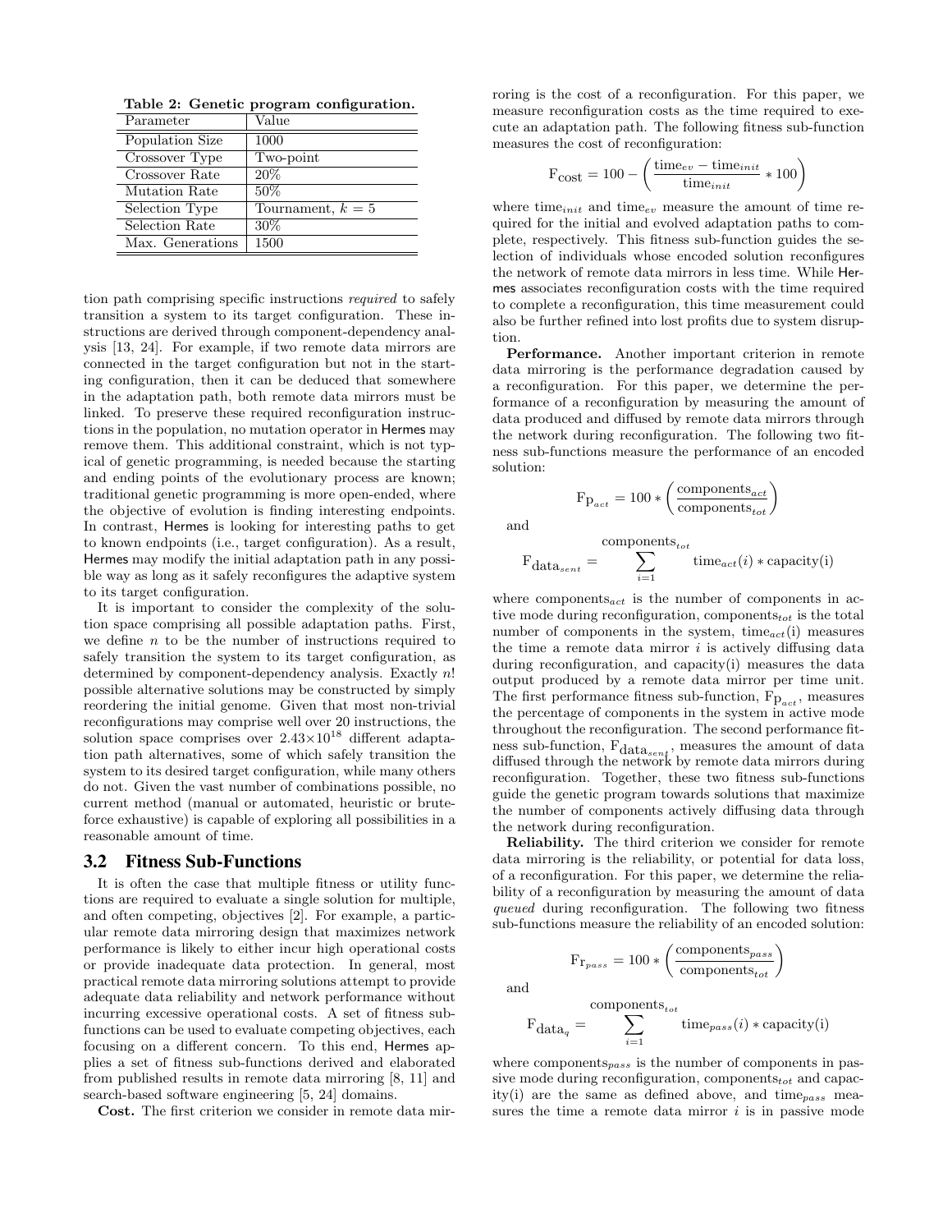**Table 2: Genetic program configuration.**

| Parameter | Value |
|---|---|
| Population Size | 1000 |
| Crossover Type | Two-point |
| Crossover Rate | 20% |
| Mutation Rate | 50% |
| Selection Type | Tournament, $k = 5$ |
| Selection Rate | 30% |
| Max. Generations | 1500 |

tion path comprising specific instructions *required* to safely transition a system to its target configuration. These instructions are derived through component-dependency analysis [13, 24]. For example, if two remote data mirrors are connected in the target configuration but not in the starting configuration, then it can be deduced that somewhere in the adaptation path, both remote data mirrors must be linked. To preserve these required reconfiguration instructions in the population, no mutation operator in Hermes may remove them. This additional constraint, which is not typical of genetic programming, is needed because the starting and ending points of the evolutionary process are known; traditional genetic programming is more open-ended, where the objective of evolution is finding interesting endpoints. In contrast, Hermes is looking for interesting paths to get to known endpoints (i.e., target configuration). As a result, Hermes may modify the initial adaptation path in any possible way as long as it safely reconfigures the adaptive system to its target configuration.

It is important to consider the complexity of the solution space comprising all possible adaptation paths. First, we define $n$ to be the number of instructions required to safely transition the system to its target configuration, as determined by component-dependency analysis. Exactly $n!$ possible alternative solutions may be constructed by simply reordering the initial genome. Given that most non-trivial reconfigurations may comprise well over 20 instructions, the solution space comprises over $2.43 \times 10^{18}$ different adaptation path alternatives, some of which safely transition the system to its desired target configuration, while many others do not. Given the vast number of combinations possible, no current method (manual or automated, heuristic or brute-force exhaustive) is capable of exploring all possibilities in a reasonable amount of time.

## 3.2 Fitness Sub-Functions

It is often the case that multiple fitness or utility functions are required to evaluate a single solution for multiple, and often competing, objectives [2]. For example, a particular remote data mirroring design that maximizes network performance is likely to either incur high operational costs or provide inadequate data protection. In general, most practical remote data mirroring solutions attempt to provide adequate data reliability and network performance without incurring excessive operational costs. A set of fitness sub-functions can be used to evaluate competing objectives, each focusing on a different concern. To this end, Hermes applies a set of fitness sub-functions derived and elaborated from published results in remote data mirroring [8, 11] and search-based software engineering [5, 24] domains.

**Cost.** The first criterion we consider in remote data mirroring is the cost of a reconfiguration. For this paper, we measure reconfiguration costs as the time required to execute an adaptation path. The following fitness sub-function measures the cost of reconfiguration:

$$\mathrm{F_{cost}} = 100 - \left( \frac{\mathrm{time}_{ev} - \mathrm{time}_{init}}{\mathrm{time}_{init}} * 100 \right)$$

where $\mathrm{time}_{init}$ and $\mathrm{time}_{ev}$ measure the amount of time required for the initial and evolved adaptation paths to complete, respectively. This fitness sub-function guides the selection of individuals whose encoded solution reconfigures the network of remote data mirrors in less time. While Hermes associates reconfiguration costs with the time required to complete a reconfiguration, this time measurement could also be further refined into lost profits due to system disruption.

**Performance.** Another important criterion in remote data mirroring is the performance degradation caused by a reconfiguration. For this paper, we determine the performance of a reconfiguration by measuring the amount of data produced and diffused by remote data mirrors through the network during reconfiguration. The following two fitness sub-functions measure the performance of an encoded solution:

$$\mathrm{Fp}_{act} = 100 * \left( \frac{\mathrm{components}_{act}}{\mathrm{components}_{tot}} \right)$$

and

$$\mathrm{F_{data_{sent}}} = \sum_{i=1}^{\mathrm{components}_{tot}} \mathrm{time}_{act}(i) * \mathrm{capacity(i)}$$

where $\mathrm{components}_{act}$ is the number of components in active mode during reconfiguration, $\mathrm{components}_{tot}$ is the total number of components in the system, $\mathrm{time}_{act}$(i) measures the time a remote data mirror $i$ is actively diffusing data during reconfiguration, and capacity(i) measures the data output produced by a remote data mirror per time unit. The first performance fitness sub-function, $\mathrm{Fp}_{act}$, measures the percentage of components in the system in active mode throughout the reconfiguration. The second performance fitness sub-function, $\mathrm{F_{data_{sent}}}$, measures the amount of data diffused through the network by remote data mirrors during reconfiguration. Together, these two fitness sub-functions guide the genetic program towards solutions that maximize the number of components actively diffusing data through the network during reconfiguration.

**Reliability.** The third criterion we consider for remote data mirroring is the reliability, or potential for data loss, of a reconfiguration. For this paper, we determine the reliability of a reconfiguration by measuring the amount of data *queued* during reconfiguration. The following two fitness sub-functions measure the reliability of an encoded solution:

$$\mathrm{Fr}_{pass} = 100 * \left( \frac{\mathrm{components}_{pass}}{\mathrm{components}_{tot}} \right)$$

and

$$\mathrm{F_{data_q}} = \sum_{i=1}^{\mathrm{components}_{tot}} \mathrm{time}_{pass}(i) * \mathrm{capacity(i)}$$

where $\mathrm{components}_{pass}$ is the number of components in passive mode during reconfiguration, $\mathrm{components}_{tot}$ and capacity(i) are the same as defined above, and $\mathrm{time}_{pass}$ measures the time a remote data mirror $i$ is in passive mode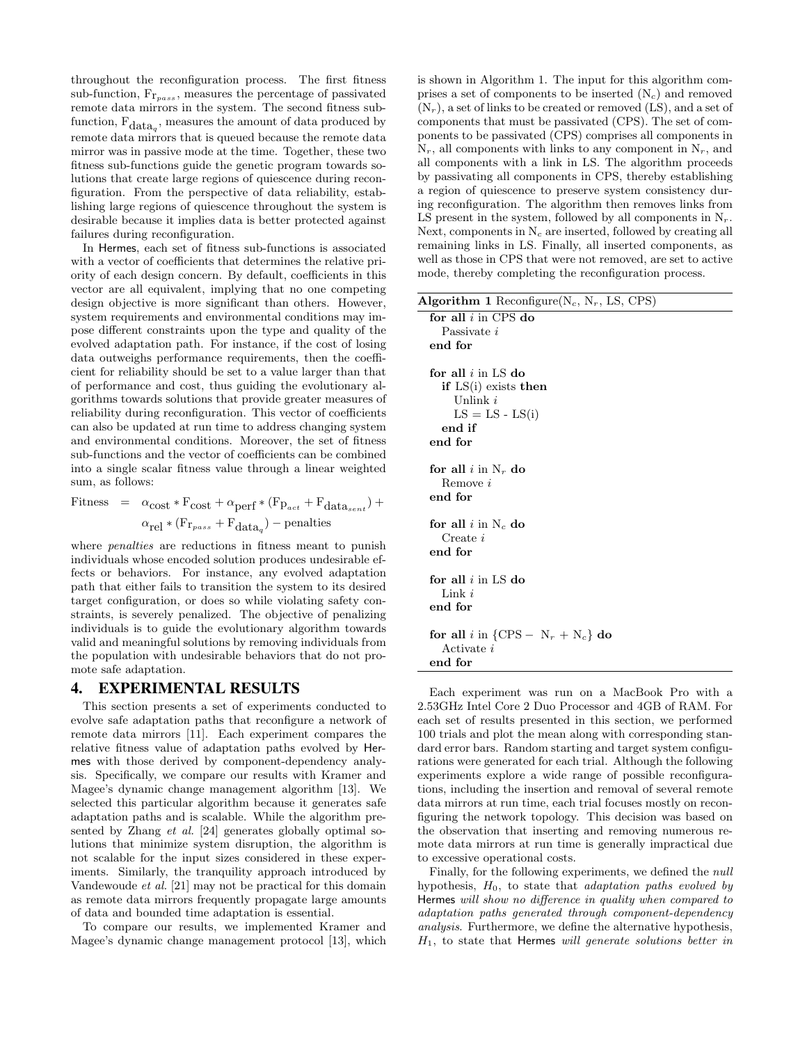throughout the reconfiguration process. The first fitness sub-function, $\mathrm{Fr}_{pass}$, measures the percentage of passivated remote data mirrors in the system. The second fitness sub-function, $\mathrm{F}_{\mathrm{data}_q}$, measures the amount of data produced by remote data mirrors that is queued because the remote data mirror was in passive mode at the time. Together, these two fitness sub-functions guide the genetic program towards solutions that create large regions of quiescence during reconfiguration. From the perspective of data reliability, establishing large regions of quiescence throughout the system is desirable because it implies data is better protected against failures during reconfiguration.

In Hermes, each set of fitness sub-functions is associated with a vector of coefficients that determines the relative priority of each design concern. By default, coefficients in this vector are all equivalent, implying that no one competing design objective is more significant than others. However, system requirements and environmental conditions may impose different constraints upon the type and quality of the evolved adaptation path. For instance, if the cost of losing data outweighs performance requirements, then the coefficient for reliability should be set to a value larger than that of performance and cost, thus guiding the evolutionary algorithms towards solutions that provide greater measures of reliability during reconfiguration. This vector of coefficients can also be updated at run time to address changing system and environmental conditions. Moreover, the set of fitness sub-functions and the vector of coefficients can be combined into a single scalar fitness value through a linear weighted sum, as follows:

$$
\begin{aligned}
\text{Fitness} \;=\;& \alpha_{\text{cost}} * \mathrm{F}_{\text{cost}} + \alpha_{\text{perf}} * (\mathrm{Fp}_{act} + \mathrm{F}_{\mathrm{data}_{sent}}) + \\
& \alpha_{\text{rel}} * (\mathrm{Fr}_{pass} + \mathrm{F}_{\mathrm{data}_q}) - \text{penalties}
\end{aligned}
$$

where *penalties* are reductions in fitness meant to punish individuals whose encoded solution produces undesirable effects or behaviors. For instance, any evolved adaptation path that either fails to transition the system to its desired target configuration, or does so while violating safety constraints, is severely penalized. The objective of penalizing individuals is to guide the evolutionary algorithm towards valid and meaningful solutions by removing individuals from the population with undesirable behaviors that do not promote safe adaptation.

## 4. EXPERIMENTAL RESULTS

This section presents a set of experiments conducted to evolve safe adaptation paths that reconfigure a network of remote data mirrors [11]. Each experiment compares the relative fitness value of adaptation paths evolved by Hermes with those derived by component-dependency analysis. Specifically, we compare our results with Kramer and Magee's dynamic change management algorithm [13]. We selected this particular algorithm because it generates safe adaptation paths and is scalable. While the algorithm presented by Zhang *et al.* [24] generates globally optimal solutions that minimize system disruption, the algorithm is not scalable for the input sizes considered in these experiments. Similarly, the tranquility approach introduced by Vandewoude *et al.* [21] may not be practical for this domain as remote data mirrors frequently propagate large amounts of data and bounded time adaptation is essential.

To compare our results, we implemented Kramer and Magee's dynamic change management protocol [13], which is shown in Algorithm 1. The input for this algorithm comprises a set of components to be inserted ($\mathrm{N}_c$) and removed ($\mathrm{N}_r$), a set of links to be created or removed (LS), and a set of components that must be passivated (CPS). The set of components to be passivated (CPS) comprises all components in $\mathrm{N}_r$, all components with links to any component in $\mathrm{N}_r$, and all components with a link in LS. The algorithm proceeds by passivating all components in CPS, thereby establishing a region of quiescence to preserve system consistency during reconfiguration. The algorithm then removes links from LS present in the system, followed by all components in $\mathrm{N}_r$. Next, components in $\mathrm{N}_c$ are inserted, followed by creating all remaining links in LS. Finally, all inserted components, as well as those in CPS that were not removed, are set to active mode, thereby completing the reconfiguration process.

**Algorithm 1** Reconfigure($\mathrm{N}_c$, $\mathrm{N}_r$, LS, CPS)

```
for all i in CPS do
  Passivate i
end for

for all i in LS do
  if LS(i) exists then
    Unlink i
    LS = LS - LS(i)
  end if
end for

for all i in N_r do
  Remove i
end for

for all i in N_c do
  Create i
end for

for all i in LS do
  Link i
end for

for all i in {CPS − N_r + N_c} do
  Activate i
end for
```

Each experiment was run on a MacBook Pro with a 2.53GHz Intel Core 2 Duo Processor and 4GB of RAM. For each set of results presented in this section, we performed 100 trials and plot the mean along with corresponding standard error bars. Random starting and target system configurations were generated for each trial. Although the following experiments explore a wide range of possible reconfigurations, including the insertion and removal of several remote data mirrors at run time, each trial focuses mostly on reconfiguring the network topology. This decision was based on the observation that inserting and removing numerous remote data mirrors at run time is generally impractical due to excessive operational costs.

Finally, for the following experiments, we defined the *null* hypothesis, $H_0$, to state that *adaptation paths evolved by* Hermes *will show no difference in quality when compared to adaptation paths generated through component-dependency analysis*. Furthermore, we define the alternative hypothesis, $H_1$, to state that Hermes *will generate solutions better in*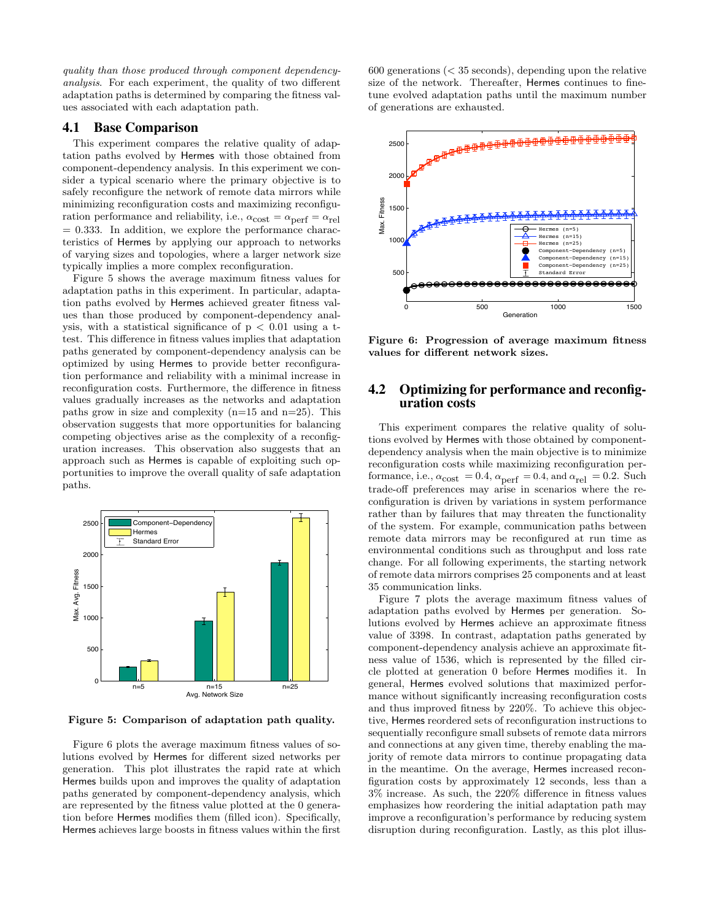*quality than those produced through component dependency-analysis*. For each experiment, the quality of two different adaptation paths is determined by comparing the fitness values associated with each adaptation path.

## 4.1 Base Comparison

This experiment compares the relative quality of adaptation paths evolved by Hermes with those obtained from component-dependency analysis. In this experiment we consider a typical scenario where the primary objective is to safely reconfigure the network of remote data mirrors while minimizing reconfiguration costs and maximizing reconfiguration performance and reliability, i.e., $\alpha_{\text{cost}} = \alpha_{\text{perf}} = \alpha_{\text{rel}} = 0.333$. In addition, we explore the performance characteristics of Hermes by applying our approach to networks of varying sizes and topologies, where a larger network size typically implies a more complex reconfiguration.

Figure 5 shows the average maximum fitness values for adaptation paths in this experiment. In particular, adaptation paths evolved by Hermes achieved greater fitness values than those produced by component-dependency analysis, with a statistical significance of $p < 0.01$ using a t-test. This difference in fitness values implies that adaptation paths generated by component-dependency analysis can be optimized by using Hermes to provide better reconfiguration performance and reliability with a minimal increase in reconfiguration costs. Furthermore, the difference in fitness values gradually increases as the networks and adaptation paths grow in size and complexity (n=15 and n=25). This observation suggests that more opportunities for balancing competing objectives arise as the complexity of a reconfiguration increases. This observation also suggests that an approach such as Hermes is capable of exploiting such opportunities to improve the overall quality of safe adaptation paths.

**Figure 5: Comparison of adaptation path quality.**

Figure 6 plots the average maximum fitness values of solutions evolved by Hermes for different sized networks per generation. This plot illustrates the rapid rate at which Hermes builds upon and improves the quality of adaptation paths generated by component-dependency analysis, which are represented by the fitness value plotted at the 0 generation before Hermes modifies them (filled icon). Specifically, Hermes achieves large boosts in fitness values within the first 600 generations (< 35 seconds), depending upon the relative size of the network. Thereafter, Hermes continues to fine-tune evolved adaptation paths until the maximum number of generations are exhausted.

**Figure 6: Progression of average maximum fitness values for different network sizes.**

## 4.2 Optimizing for performance and reconfiguration costs

This experiment compares the relative quality of solutions evolved by Hermes with those obtained by component-dependency analysis when the main objective is to minimize reconfiguration costs while maximizing reconfiguration performance, i.e., $\alpha_{\text{cost}} = 0.4$, $\alpha_{\text{perf}} = 0.4$, and $\alpha_{\text{rel}} = 0.2$. Such trade-off preferences may arise in scenarios where the reconfiguration is driven by variations in system performance rather than by failures that may threaten the functionality of the system. For example, communication paths between remote data mirrors may be reconfigured at run time as environmental conditions such as throughput and loss rate change. For all following experiments, the starting network of remote data mirrors comprises 25 components and at least 35 communication links.

Figure 7 plots the average maximum fitness values of adaptation paths evolved by Hermes per generation. Solutions evolved by Hermes achieve an approximate fitness value of 3398. In contrast, adaptation paths generated by component-dependency analysis achieve an approximate fitness value of 1536, which is represented by the filled circle plotted at generation 0 before Hermes modifies it. In general, Hermes evolved solutions that maximized performance without significantly increasing reconfiguration costs and thus improved fitness by 220%. To achieve this objective, Hermes reordered sets of reconfiguration instructions to sequentially reconfigure small subsets of remote data mirrors and connections at any given time, thereby enabling the majority of remote data mirrors to continue propagating data in the meantime. On the average, Hermes increased reconfiguration costs by approximately 12 seconds, less than a 3% increase. As such, the 220% difference in fitness values emphasizes how reordering the initial adaptation path may improve a reconfiguration's performance by reducing system disruption during reconfiguration. Lastly, as this plot illus-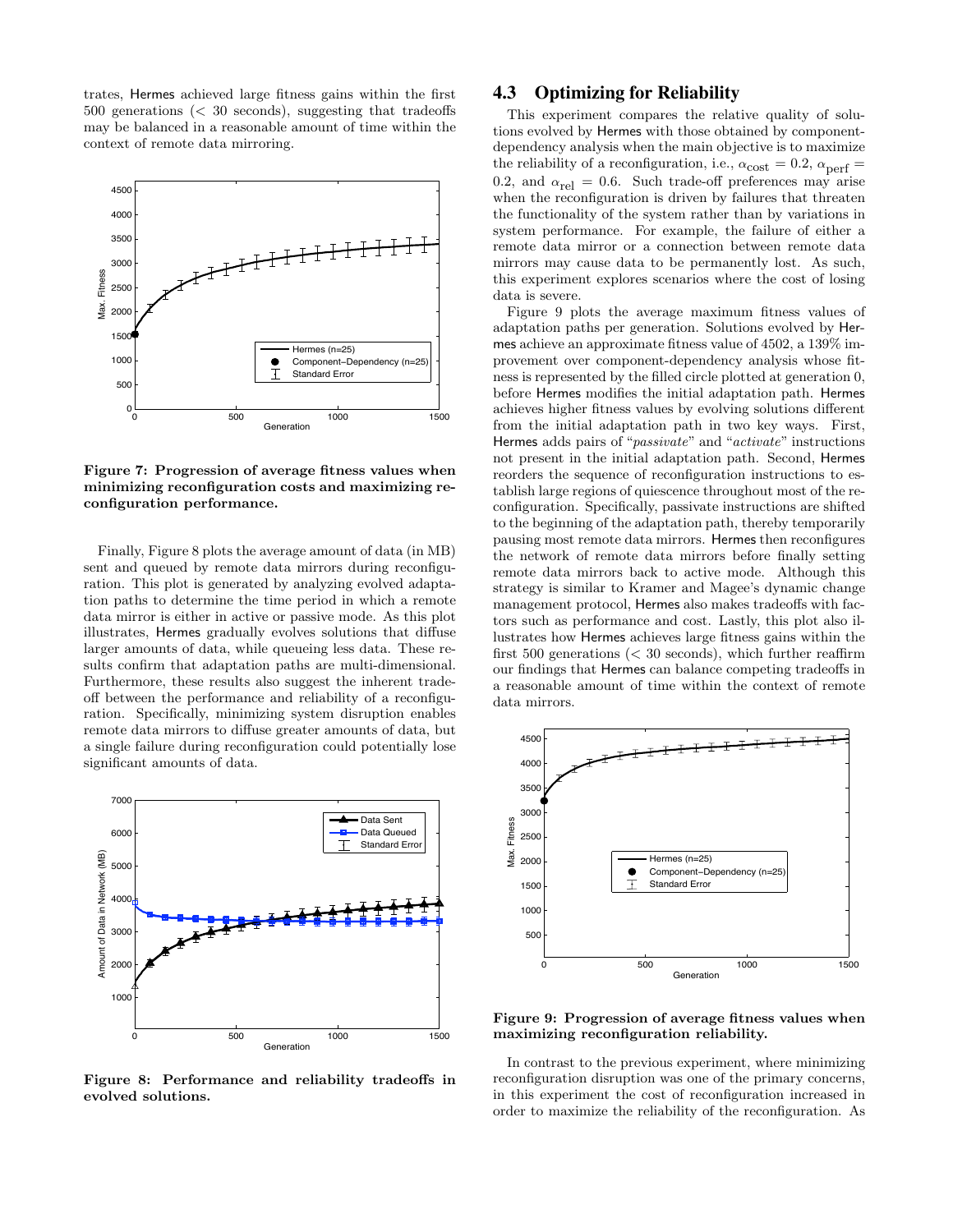trates, Hermes achieved large fitness gains within the first 500 generations (< 30 seconds), suggesting that tradeoffs may be balanced in a reasonable amount of time within the context of remote data mirroring.

**Figure 7: Progression of average fitness values when minimizing reconfiguration costs and maximizing reconfiguration performance.**

Finally, Figure 8 plots the average amount of data (in MB) sent and queued by remote data mirrors during reconfiguration. This plot is generated by analyzing evolved adaptation paths to determine the time period in which a remote data mirror is either in active or passive mode. As this plot illustrates, Hermes gradually evolves solutions that diffuse larger amounts of data, while queueing less data. These results confirm that adaptation paths are multi-dimensional. Furthermore, these results also suggest the inherent tradeoff between the performance and reliability of a reconfiguration. Specifically, minimizing system disruption enables remote data mirrors to diffuse greater amounts of data, but a single failure during reconfiguration could potentially lose significant amounts of data.

**Figure 8: Performance and reliability tradeoffs in evolved solutions.**

## 4.3 Optimizing for Reliability

This experiment compares the relative quality of solutions evolved by Hermes with those obtained by component-dependency analysis when the main objective is to maximize the reliability of a reconfiguration, i.e., $\alpha_{\text{cost}} = 0.2$, $\alpha_{\text{perf}} = 0.2$, and $\alpha_{\text{rel}} = 0.6$. Such trade-off preferences may arise when the reconfiguration is driven by failures that threaten the functionality of the system rather than by variations in system performance. For example, the failure of either a remote data mirror or a connection between remote data mirrors may cause data to be permanently lost. As such, this experiment explores scenarios where the cost of losing data is severe.

Figure 9 plots the average maximum fitness values of adaptation paths per generation. Solutions evolved by Hermes achieve an approximate fitness value of 4502, a 139% improvement over component-dependency analysis whose fitness is represented by the filled circle plotted at generation 0, before Hermes modifies the initial adaptation path. Hermes achieves higher fitness values by evolving solutions different from the initial adaptation path in two key ways. First, Hermes adds pairs of "*passivate*" and "*activate*" instructions not present in the initial adaptation path. Second, Hermes reorders the sequence of reconfiguration instructions to establish large regions of quiescence throughout most of the reconfiguration. Specifically, passivate instructions are shifted to the beginning of the adaptation path, thereby temporarily pausing most remote data mirrors. Hermes then reconfigures the network of remote data mirrors before finally setting remote data mirrors back to active mode. Although this strategy is similar to Kramer and Magee's dynamic change management protocol, Hermes also makes tradeoffs with factors such as performance and cost. Lastly, this plot also illustrates how Hermes achieves large fitness gains within the first 500 generations (< 30 seconds), which further reaffirm our findings that Hermes can balance competing tradeoffs in a reasonable amount of time within the context of remote data mirrors.

**Figure 9: Progression of average fitness values when maximizing reconfiguration reliability.**

In contrast to the previous experiment, where minimizing reconfiguration disruption was one of the primary concerns, in this experiment the cost of reconfiguration increased in order to maximize the reliability of the reconfiguration. As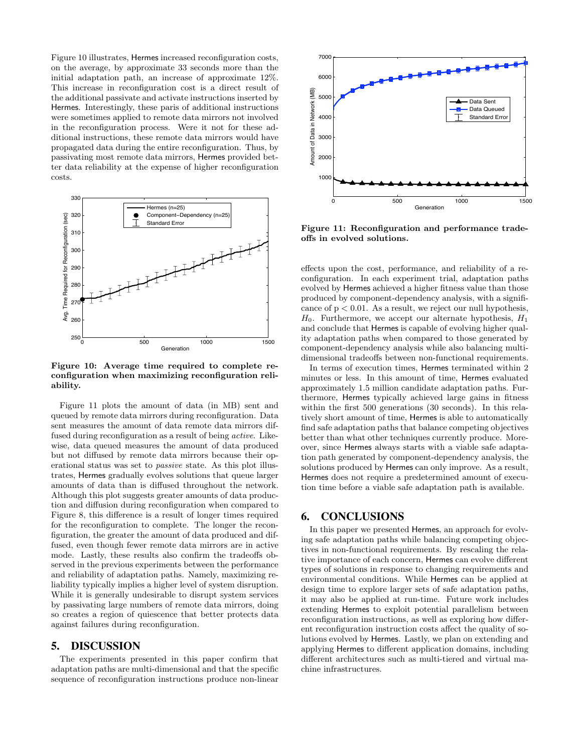Figure 10 illustrates, Hermes increased reconfiguration costs, on the average, by approximate 33 seconds more than the initial adaptation path, an increase of approximate 12%. This increase in reconfiguration cost is a direct result of the additional passivate and activate instructions inserted by Hermes. Interestingly, these paris of additional instructions were sometimes applied to remote data mirrors not involved in the reconfiguration process. Were it not for these additional instructions, these remote data mirrors would have propagated data during the entire reconfiguration. Thus, by passivating most remote data mirrors, Hermes provided better data reliability at the expense of higher reconfiguration costs.

Avg. Time Required for Reconfiguration (sec)
330
320
310
300
290
280
270
260
250
0
500
1000
1500
Generation
Hermes (n=25)
Component–Dependency (n=25)
Standard Error

**Figure 10: Average time required to complete reconfiguration when maximizing reconfiguration reliability.**

Figure 11 plots the amount of data (in MB) sent and queued by remote data mirrors during reconfiguration. Data sent measures the amount of data remote data mirrors diffused during reconfiguration as a result of being *active*. Likewise, data queued measures the amount of data produced but not diffused by remote data mirrors because their operational status was set to *passive* state. As this plot illustrates, Hermes gradually evolves solutions that queue larger amounts of data than is diffused throughout the network. Although this plot suggests greater amounts of data production and diffusion during reconfiguration when compared to Figure 8, this difference is a result of longer times required for the reconfiguration to complete. The longer the reconfiguration, the greater the amount of data produced and diffused, even though fewer remote data mirrors are in active mode. Lastly, these results also confirm the tradeoffs observed in the previous experiments between the performance and reliability of adaptation paths. Namely, maximizing reliability typically implies a higher level of system disruption. While it is generally undesirable to disrupt system services by passivating large numbers of remote data mirrors, doing so creates a region of quiescence that better protects data against failures during reconfiguration.

## 5. DISCUSSION

The experiments presented in this paper confirm that adaptation paths are multi-dimensional and that the specific sequence of reconfiguration instructions produce non-linear effects upon the cost, performance, and reliability of a reconfiguration. In each experiment trial, adaptation paths evolved by Hermes achieved a higher fitness value than those produced by component-dependency analysis, with a significance of $p < 0.01$. As a result, we reject our null hypothesis, $H_0$. Furthermore, we accept our alternate hypothesis, $H_1$ and conclude that Hermes is capable of evolving higher quality adaptation paths when compared to those generated by component-dependency analysis while also balancing multi-dimensional tradeoffs between non-functional requirements.

Amount of Data in Network (MB)
7000
6000
5000
4000
3000
2000
1000
0
500
1000
1500
Generation
Data Sent
Data Queued
Standard Error

**Figure 11: Reconfiguration and performance tradeoffs in evolved solutions.**

In terms of execution times, Hermes terminated within 2 minutes or less. In this amount of time, Hermes evaluated approximately 1.5 million candidate adaptation paths. Furthermore, Hermes typically achieved large gains in fitness within the first 500 generations (30 seconds). In this relatively short amount of time, Hermes is able to automatically find safe adaptation paths that balance competing objectives better than what other techniques currently produce. Moreover, since Hermes always starts with a viable safe adaptation path generated by component-dependency analysis, the solutions produced by Hermes can only improve. As a result, Hermes does not require a predetermined amount of execution time before a viable safe adaptation path is available.

## 6. CONCLUSIONS

In this paper we presented Hermes, an approach for evolving safe adaptation paths while balancing competing objectives in non-functional requirements. By rescaling the relative importance of each concern, Hermes can evolve different types of solutions in response to changing requirements and environmental conditions. While Hermes can be applied at design time to explore larger sets of safe adaptation paths, it may also be applied at run-time. Future work includes extending Hermes to exploit potential parallelism between reconfiguration instructions, as well as exploring how different reconfiguration instruction costs affect the quality of solutions evolved by Hermes. Lastly, we plan on extending and applying Hermes to different application domains, including different architectures such as multi-tiered and virtual machine infrastructures.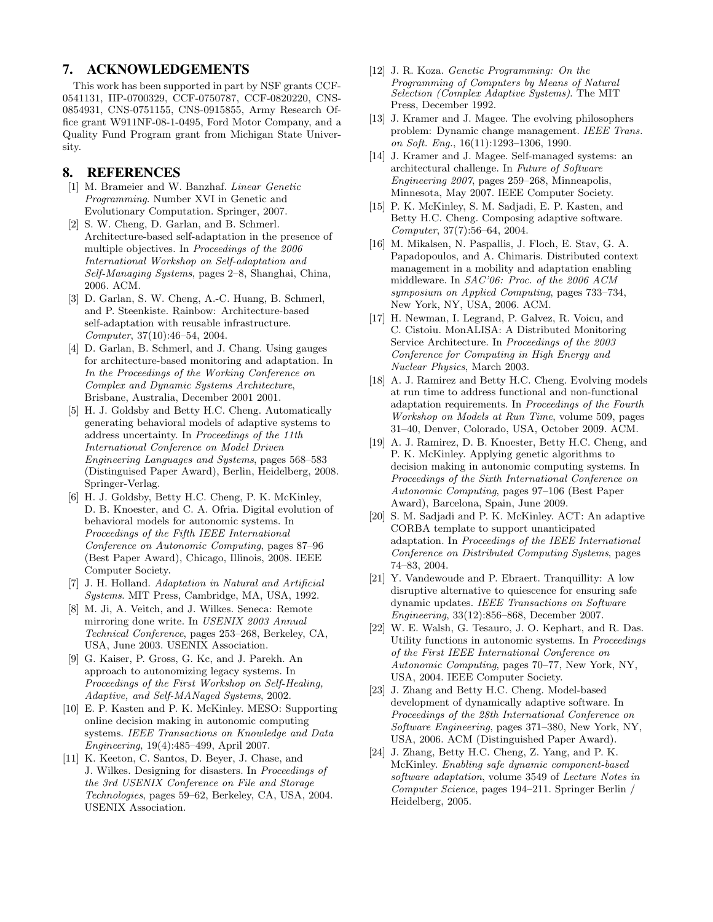## 7. ACKNOWLEDGEMENTS

This work has been supported in part by NSF grants CCF-0541131, IIP-0700329, CCF-0750787, CCF-0820220, CNS-0854931, CNS-0751155, CNS-0915855, Army Research Office grant W911NF-08-1-0495, Ford Motor Company, and a Quality Fund Program grant from Michigan State University.

## 8. REFERENCES

[1] M. Brameier and W. Banzhaf. *Linear Genetic Programming*. Number XVI in Genetic and Evolutionary Computation. Springer, 2007.

[2] S. W. Cheng, D. Garlan, and B. Schmerl. Architecture-based self-adaptation in the presence of multiple objectives. In *Proceedings of the 2006 International Workshop on Self-adaptation and Self-Managing Systems*, pages 2–8, Shanghai, China, 2006. ACM.

[3] D. Garlan, S. W. Cheng, A.-C. Huang, B. Schmerl, and P. Steenkiste. Rainbow: Architecture-based self-adaptation with reusable infrastructure. *Computer*, 37(10):46–54, 2004.

[4] D. Garlan, B. Schmerl, and J. Chang. Using gauges for architecture-based monitoring and adaptation. In *In the Proceedings of the Working Conference on Complex and Dynamic Systems Architecture*, Brisbane, Australia, December 2001 2001.

[5] H. J. Goldsby and Betty H.C. Cheng. Automatically generating behavioral models of adaptive systems to address uncertainty. In *Proceedings of the 11th International Conference on Model Driven Engineering Languages and Systems*, pages 568–583 (Distinguised Paper Award), Berlin, Heidelberg, 2008. Springer-Verlag.

[6] H. J. Goldsby, Betty H.C. Cheng, P. K. McKinley, D. B. Knoester, and C. A. Ofria. Digital evolution of behavioral models for autonomic systems. In *Proceedings of the Fifth IEEE International Conference on Autonomic Computing*, pages 87–96 (Best Paper Award), Chicago, Illinois, 2008. IEEE Computer Society.

[7] J. H. Holland. *Adaptation in Natural and Artificial Systems*. MIT Press, Cambridge, MA, USA, 1992.

[8] M. Ji, A. Veitch, and J. Wilkes. Seneca: Remote mirroring done write. In *USENIX 2003 Annual Technical Conference*, pages 253–268, Berkeley, CA, USA, June 2003. USENIX Association.

[9] G. Kaiser, P. Gross, G. Kc, and J. Parekh. An approach to autonomizing legacy systems. In *Proceedings of the First Workshop on Self-Healing, Adaptive, and Self-MANaged Systems*, 2002.

[10] E. P. Kasten and P. K. McKinley. MESO: Supporting online decision making in autonomic computing systems. *IEEE Transactions on Knowledge and Data Engineering*, 19(4):485–499, April 2007.

[11] K. Keeton, C. Santos, D. Beyer, J. Chase, and J. Wilkes. Designing for disasters. In *Proceedings of the 3rd USENIX Conference on File and Storage Technologies*, pages 59–62, Berkeley, CA, USA, 2004. USENIX Association.

[12] J. R. Koza. *Genetic Programming: On the Programming of Computers by Means of Natural Selection (Complex Adaptive Systems)*. The MIT Press, December 1992.

[13] J. Kramer and J. Magee. The evolving philosophers problem: Dynamic change management. *IEEE Trans. on Soft. Eng.*, 16(11):1293–1306, 1990.

[14] J. Kramer and J. Magee. Self-managed systems: an architectural challenge. In *Future of Software Engineering 2007*, pages 259–268, Minneapolis, Minnesota, May 2007. IEEE Computer Society.

[15] P. K. McKinley, S. M. Sadjadi, E. P. Kasten, and Betty H.C. Cheng. Composing adaptive software. *Computer*, 37(7):56–64, 2004.

[16] M. Mikalsen, N. Paspallis, J. Floch, E. Stav, G. A. Papadopoulos, and A. Chimaris. Distributed context management in a mobility and adaptation enabling middleware. In *SAC'06: Proc. of the 2006 ACM symposium on Applied Computing*, pages 733–734, New York, NY, USA, 2006. ACM.

[17] H. Newman, I. Legrand, P. Galvez, R. Voicu, and C. Cistoiu. MonALISA: A Distributed Monitoring Service Architecture. In *Proceedings of the 2003 Conference for Computing in High Energy and Nuclear Physics*, March 2003.

[18] A. J. Ramirez and Betty H.C. Cheng. Evolving models at run time to address functional and non-functional adaptation requirements. In *Proceedings of the Fourth Workshop on Models at Run Time*, volume 509, pages 31–40, Denver, Colorado, USA, October 2009. ACM.

[19] A. J. Ramirez, D. B. Knoester, Betty H.C. Cheng, and P. K. McKinley. Applying genetic algorithms to decision making in autonomic computing systems. In *Proceedings of the Sixth International Conference on Autonomic Computing*, pages 97–106 (Best Paper Award), Barcelona, Spain, June 2009.

[20] S. M. Sadjadi and P. K. McKinley. ACT: An adaptive CORBA template to support unanticipated adaptation. In *Proceedings of the IEEE International Conference on Distributed Computing Systems*, pages 74–83, 2004.

[21] Y. Vandewoude and P. Ebraert. Tranquillity: A low disruptive alternative to quiescence for ensuring safe dynamic updates. *IEEE Transactions on Software Engineering*, 33(12):856–868, December 2007.

[22] W. E. Walsh, G. Tesauro, J. O. Kephart, and R. Das. Utility functions in autonomic systems. In *Proceedings of the First IEEE International Conference on Autonomic Computing*, pages 70–77, New York, NY, USA, 2004. IEEE Computer Society.

[23] J. Zhang and Betty H.C. Cheng. Model-based development of dynamically adaptive software. In *Proceedings of the 28th International Conference on Software Engineering*, pages 371–380, New York, NY, USA, 2006. ACM (Distinguished Paper Award).

[24] J. Zhang, Betty H.C. Cheng, Z. Yang, and P. K. McKinley. *Enabling safe dynamic component-based software adaptation*, volume 3549 of *Lecture Notes in Computer Science*, pages 194–211. Springer Berlin / Heidelberg, 2005.